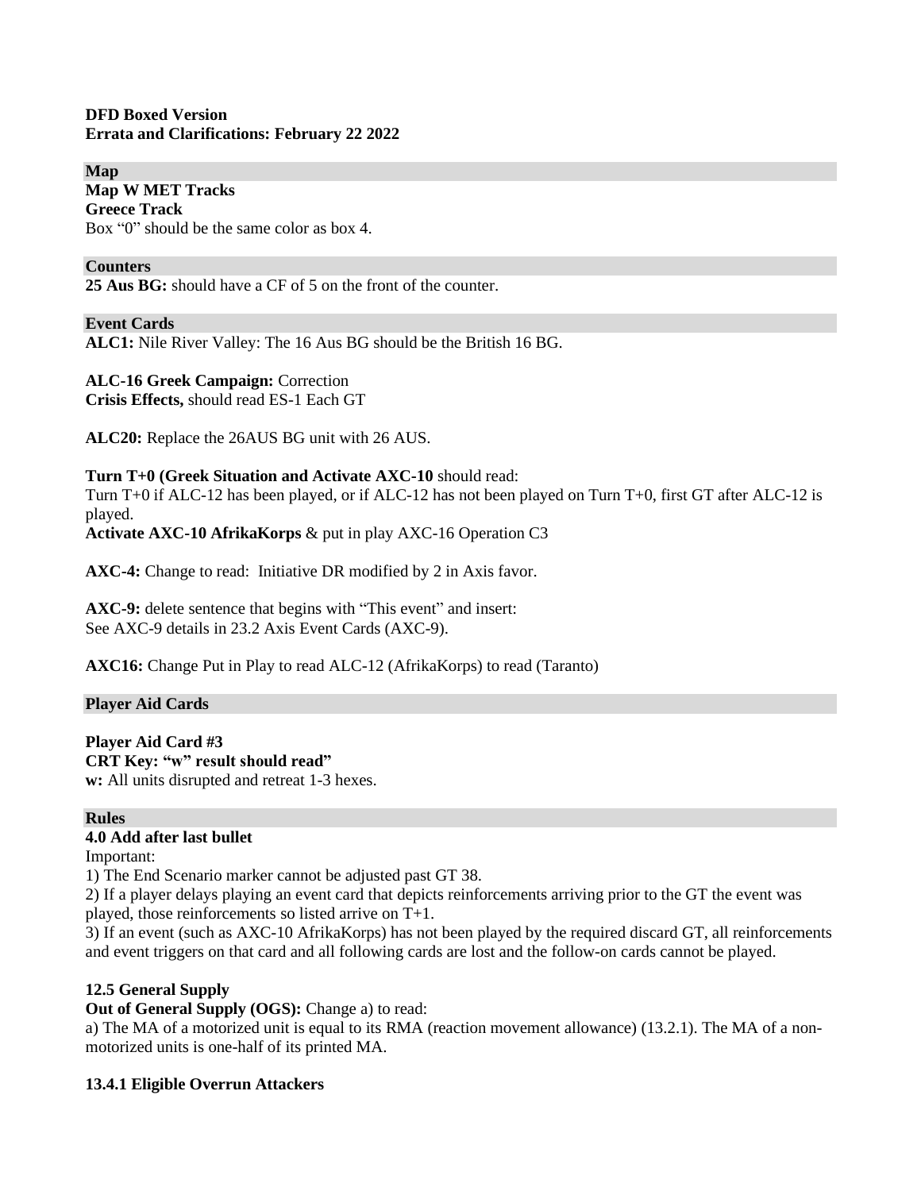**DFD Boxed Version**
**Errata and Clarifications: February 22 2022**

## Map

**Map W MET Tracks**
**Greece Track**
Box "0" should be the same color as box 4.

## Counters

**25 Aus BG:** should have a CF of 5 on the front of the counter.

## Event Cards

**ALC1:** Nile River Valley: The 16 Aus BG should be the British 16 BG.

**ALC-16 Greek Campaign:** Correction
**Crisis Effects,** should read ES-1 Each GT

**ALC20:** Replace the 26AUS BG unit with 26 AUS.

**Turn T+0 (Greek Situation and Activate AXC-10** should read:
Turn T+0 if ALC-12 has been played, or if ALC-12 has not been played on Turn T+0, first GT after ALC-12 is played.
**Activate AXC-10 AfrikaKorps** & put in play AXC-16 Operation C3

**AXC-4:** Change to read: Initiative DR modified by 2 in Axis favor.

**AXC-9:** delete sentence that begins with "This event" and insert:
See AXC-9 details in 23.2 Axis Event Cards (AXC-9).

**AXC16:** Change Put in Play to read ALC-12 (AfrikaKorps) to read (Taranto)

## Player Aid Cards

**Player Aid Card #3**
**CRT Key: "w" result should read"**
**w:** All units disrupted and retreat 1-3 hexes.

## Rules

**4.0 Add after last bullet**
Important:
1) The End Scenario marker cannot be adjusted past GT 38.
2) If a player delays playing an event card that depicts reinforcements arriving prior to the GT the event was played, those reinforcements so listed arrive on T+1.
3) If an event (such as AXC-10 AfrikaKorps) has not been played by the required discard GT, all reinforcements and event triggers on that card and all following cards are lost and the follow-on cards cannot be played.

**12.5 General Supply**
**Out of General Supply (OGS):** Change a) to read:
a) The MA of a motorized unit is equal to its RMA (reaction movement allowance) (13.2.1). The MA of a non-motorized units is one-half of its printed MA.

**13.4.1 Eligible Overrun Attackers**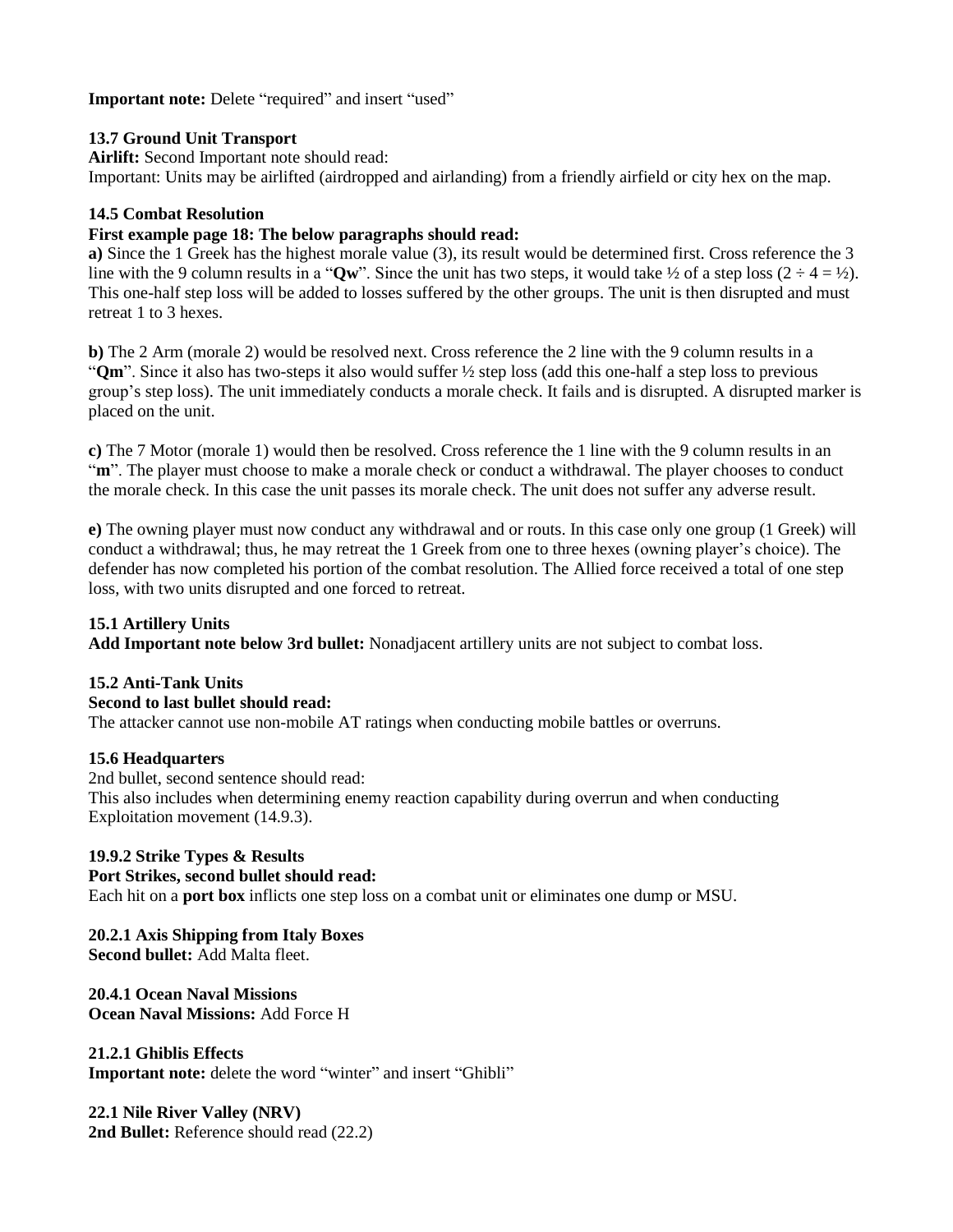**Important note:** Delete “required” and insert “used”

**13.7 Ground Unit Transport**

**Airlift:** Second Important note should read:
Important: Units may be airlifted (airdropped and airlanding) from a friendly airfield or city hex on the map.

**14.5 Combat Resolution**

**First example page 18: The below paragraphs should read:**

**a)** Since the 1 Greek has the highest morale value (3), its result would be determined first. Cross reference the 3 line with the 9 column results in a “**Qw**”. Since the unit has two steps, it would take ½ of a step loss ($2 \div 4 = ½$). This one-half step loss will be added to losses suffered by the other groups. The unit is then disrupted and must retreat 1 to 3 hexes.

**b)** The 2 Arm (morale 2) would be resolved next. Cross reference the 2 line with the 9 column results in a “**Qm**”. Since it also has two-steps it also would suffer ½ step loss (add this one-half a step loss to previous group’s step loss). The unit immediately conducts a morale check. It fails and is disrupted. A disrupted marker is placed on the unit.

**c)** The 7 Motor (morale 1) would then be resolved. Cross reference the 1 line with the 9 column results in an “**m**”. The player must choose to make a morale check or conduct a withdrawal. The player chooses to conduct the morale check. In this case the unit passes its morale check. The unit does not suffer any adverse result.

**e)** The owning player must now conduct any withdrawal and or routs. In this case only one group (1 Greek) will conduct a withdrawal; thus, he may retreat the 1 Greek from one to three hexes (owning player’s choice). The defender has now completed his portion of the combat resolution. The Allied force received a total of one step loss, with two units disrupted and one forced to retreat.

**15.1 Artillery Units**

**Add Important note below 3rd bullet:** Nonadjacent artillery units are not subject to combat loss.

**15.2 Anti-Tank Units**

**Second to last bullet should read:**
The attacker cannot use non-mobile AT ratings when conducting mobile battles or overruns.

**15.6 Headquarters**

2nd bullet, second sentence should read:
This also includes when determining enemy reaction capability during overrun and when conducting Exploitation movement (14.9.3).

**19.9.2 Strike Types & Results**

**Port Strikes, second bullet should read:**
Each hit on a **port box** inflicts one step loss on a combat unit or eliminates one dump or MSU.

**20.2.1 Axis Shipping from Italy Boxes**

**Second bullet:** Add Malta fleet.

**20.4.1 Ocean Naval Missions**

**Ocean Naval Missions:** Add Force H

**21.2.1 Ghiblis Effects**

**Important note:** delete the word “winter” and insert “Ghibli”

**22.1 Nile River Valley (NRV)**

**2nd Bullet:** Reference should read (22.2)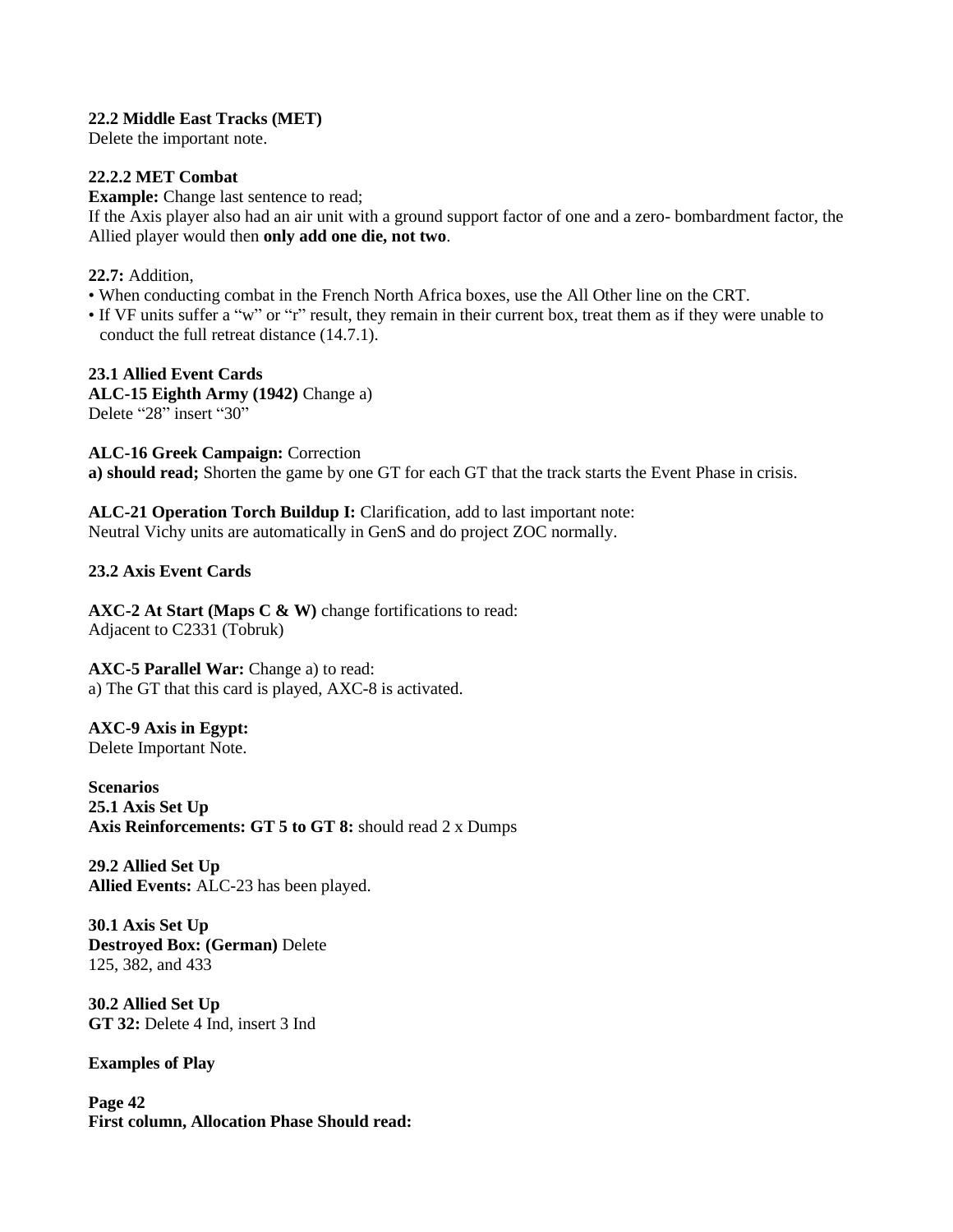**22.2 Middle East Tracks (MET)**
Delete the important note.

**22.2.2 MET Combat**
**Example:** Change last sentence to read;
If the Axis player also had an air unit with a ground support factor of one and a zero- bombardment factor, the Allied player would then **only add one die, not two**.

**22.7:** Addition,

- When conducting combat in the French North Africa boxes, use the All Other line on the CRT.
- If VF units suffer a “w” or “r” result, they remain in their current box, treat them as if they were unable to conduct the full retreat distance (14.7.1).

**23.1 Allied Event Cards**
**ALC-15 Eighth Army (1942)** Change a)
Delete “28” insert “30”

**ALC-16 Greek Campaign:** Correction
**a) should read;** Shorten the game by one GT for each GT that the track starts the Event Phase in crisis.

**ALC-21 Operation Torch Buildup I:** Clarification, add to last important note:
Neutral Vichy units are automatically in GenS and do project ZOC normally.

**23.2 Axis Event Cards**

**AXC-2 At Start (Maps C & W)** change fortifications to read:
Adjacent to C2331 (Tobruk)

**AXC-5 Parallel War:** Change a) to read:
a) The GT that this card is played, AXC-8 is activated.

**AXC-9 Axis in Egypt:**
Delete Important Note.

**Scenarios**
**25.1 Axis Set Up**
**Axis Reinforcements: GT 5 to GT 8:** should read 2 x Dumps

**29.2 Allied Set Up**
**Allied Events:** ALC-23 has been played.

**30.1 Axis Set Up**
**Destroyed Box: (German)** Delete
125, 382, and 433

**30.2 Allied Set Up**
**GT 32:** Delete 4 Ind, insert 3 Ind

**Examples of Play**

**Page 42**
**First column, Allocation Phase Should read:**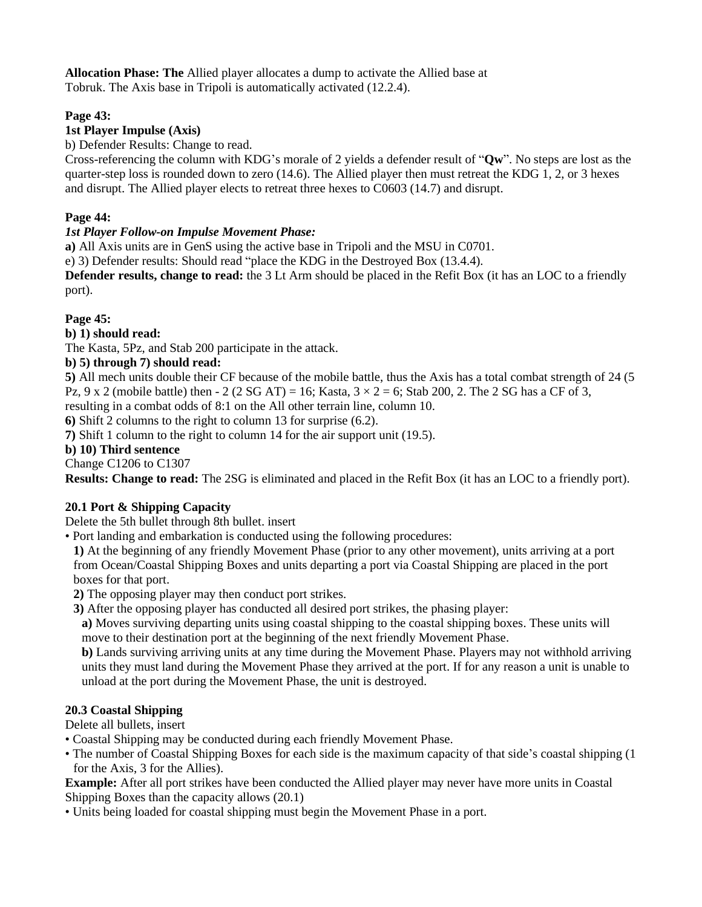**Allocation Phase: The** Allied player allocates a dump to activate the Allied base at Tobruk. The Axis base in Tripoli is automatically activated (12.2.4).

**Page 43:**

**1st Player Impulse (Axis)**

b) Defender Results: Change to read.

Cross-referencing the column with KDG's morale of 2 yields a defender result of "**Qw**". No steps are lost as the quarter-step loss is rounded down to zero (14.6). The Allied player then must retreat the KDG 1, 2, or 3 hexes and disrupt. The Allied player elects to retreat three hexes to C0603 (14.7) and disrupt.

**Page 44:**

***1st Player Follow-on Impulse Movement Phase:***

**a)** All Axis units are in GenS using the active base in Tripoli and the MSU in C0701.

e) 3) Defender results: Should read "place the KDG in the Destroyed Box (13.4.4).

**Defender results, change to read:** the 3 Lt Arm should be placed in the Refit Box (it has an LOC to a friendly port).

**Page 45:**

**b) 1) should read:**

The Kasta, 5Pz, and Stab 200 participate in the attack.

**b) 5) through 7) should read:**

**5)** All mech units double their CF because of the mobile battle, thus the Axis has a total combat strength of 24 (5 Pz, 9 x 2 (mobile battle) then - 2 (2 SG AT) = 16; Kasta, 3 × 2 = 6; Stab 200, 2. The 2 SG has a CF of 3, resulting in a combat odds of 8:1 on the All other terrain line, column 10.

**6)** Shift 2 columns to the right to column 13 for surprise (6.2).

**7)** Shift 1 column to the right to column 14 for the air support unit (19.5).

**b) 10) Third sentence**

Change C1206 to C1307

**Results: Change to read:** The 2SG is eliminated and placed in the Refit Box (it has an LOC to a friendly port).

**20.1 Port & Shipping Capacity**

Delete the 5th bullet through 8th bullet. insert

- Port landing and embarkation is conducted using the following procedures:
  - **1)** At the beginning of any friendly Movement Phase (prior to any other movement), units arriving at a port from Ocean/Coastal Shipping Boxes and units departing a port via Coastal Shipping are placed in the port boxes for that port.
  - **2)** The opposing player may then conduct port strikes.
  - **3)** After the opposing player has conducted all desired port strikes, the phasing player:
    - **a)** Moves surviving departing units using coastal shipping to the coastal shipping boxes. These units will move to their destination port at the beginning of the next friendly Movement Phase.
    - **b)** Lands surviving arriving units at any time during the Movement Phase. Players may not withhold arriving units they must land during the Movement Phase they arrived at the port. If for any reason a unit is unable to unload at the port during the Movement Phase, the unit is destroyed.

**20.3 Coastal Shipping**

Delete all bullets, insert

- Coastal Shipping may be conducted during each friendly Movement Phase.
- The number of Coastal Shipping Boxes for each side is the maximum capacity of that side's coastal shipping (1 for the Axis, 3 for the Allies).

**Example:** After all port strikes have been conducted the Allied player may never have more units in Coastal Shipping Boxes than the capacity allows (20.1)

- Units being loaded for coastal shipping must begin the Movement Phase in a port.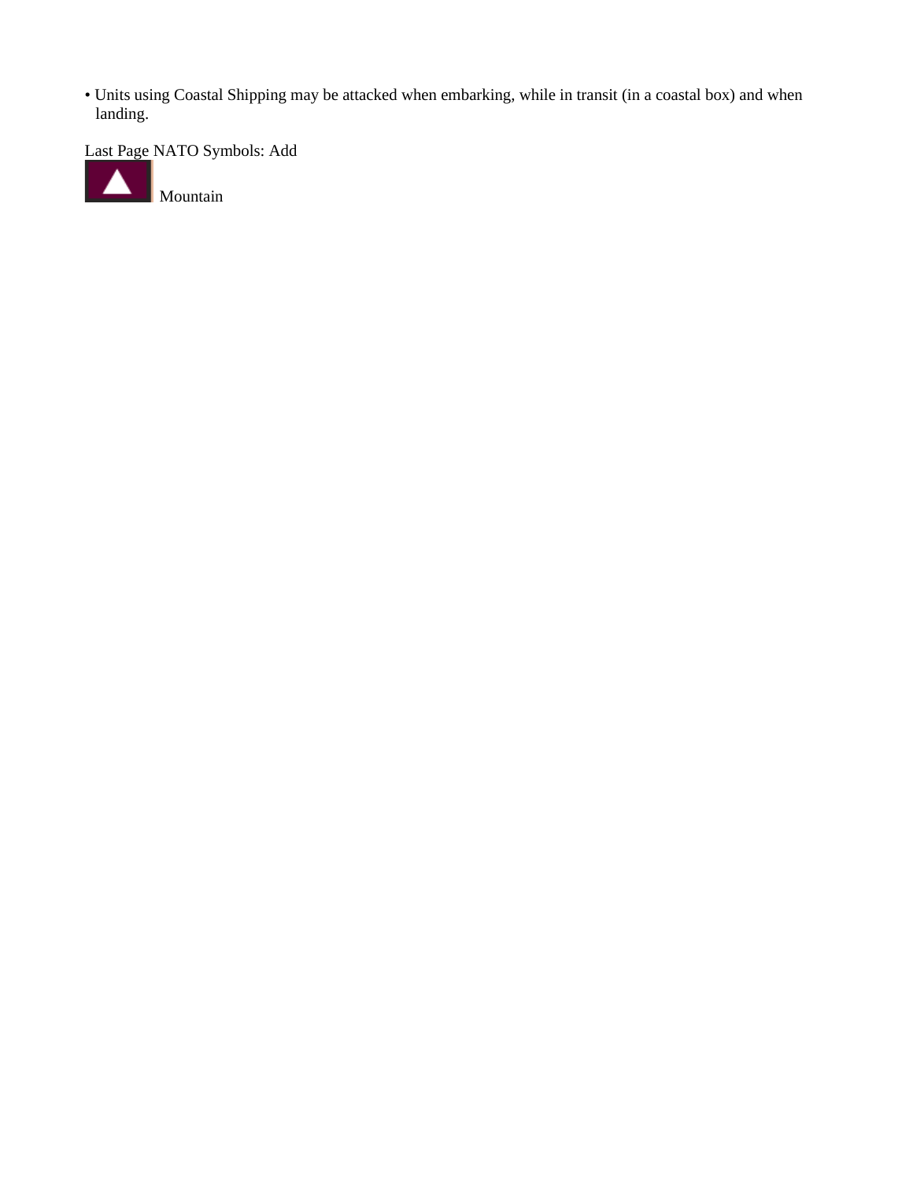- Units using Coastal Shipping may be attacked when embarking, while in transit (in a coastal box) and when landing.

Last Page NATO Symbols: Add

Mountain